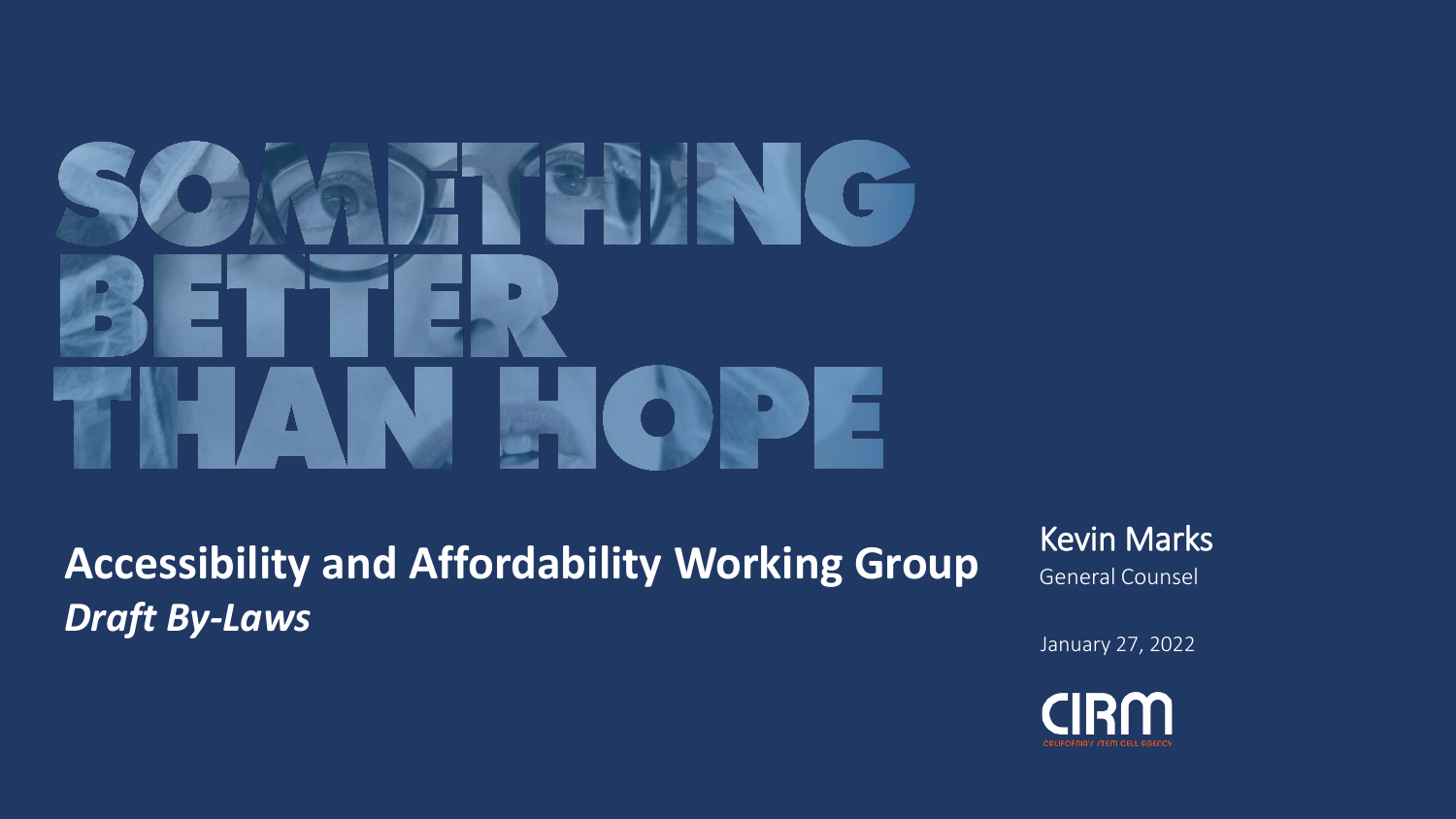# SOMETHING BETTER THAN HOPE

## Accessibility and Affordability Working Group

***Draft By-Laws***

Kevin Marks
General Counsel

January 27, 2022

CIRM
CALIFORNIA'S STEM CELL AGENCY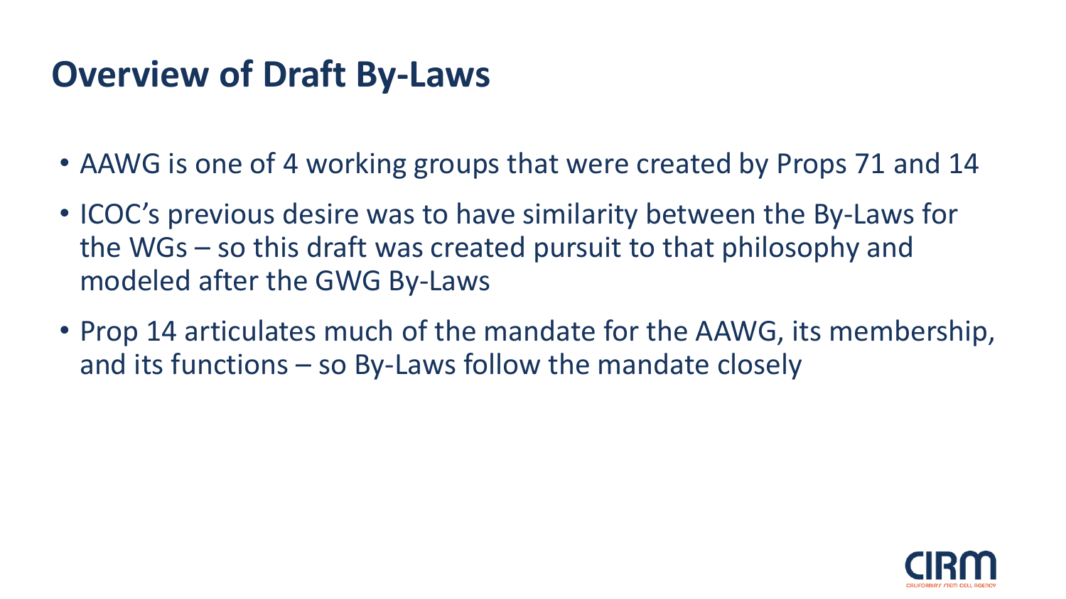# Overview of Draft By-Laws

- AAWG is one of 4 working groups that were created by Props 71 and 14
- ICOC's previous desire was to have similarity between the By-Laws for the WGs – so this draft was created pursuit to that philosophy and modeled after the GWG By-Laws
- Prop 14 articulates much of the mandate for the AAWG, its membership, and its functions – so By-Laws follow the mandate closely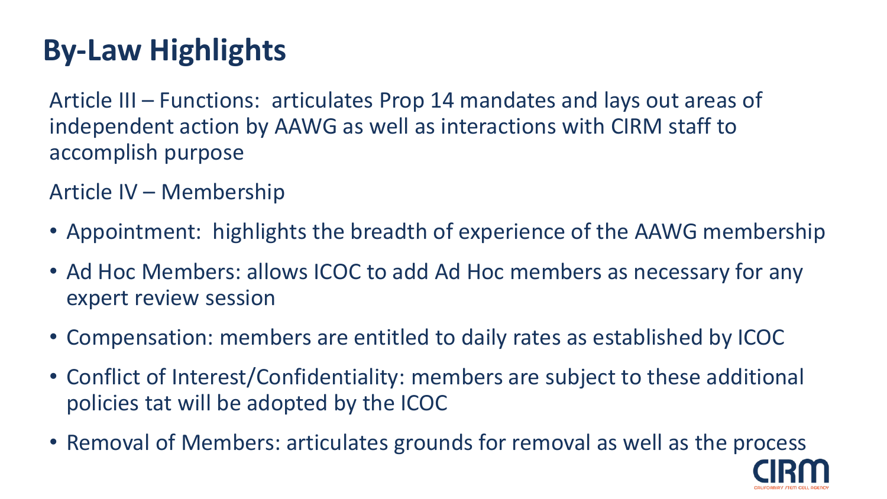# By-Law Highlights

Article III – Functions: articulates Prop 14 mandates and lays out areas of independent action by AAWG as well as interactions with CIRM staff to accomplish purpose

Article IV – Membership

- Appointment: highlights the breadth of experience of the AAWG membership
- Ad Hoc Members: allows ICOC to add Ad Hoc members as necessary for any expert review session
- Compensation: members are entitled to daily rates as established by ICOC
- Conflict of Interest/Confidentiality: members are subject to these additional policies tat will be adopted by the ICOC
- Removal of Members: articulates grounds for removal as well as the process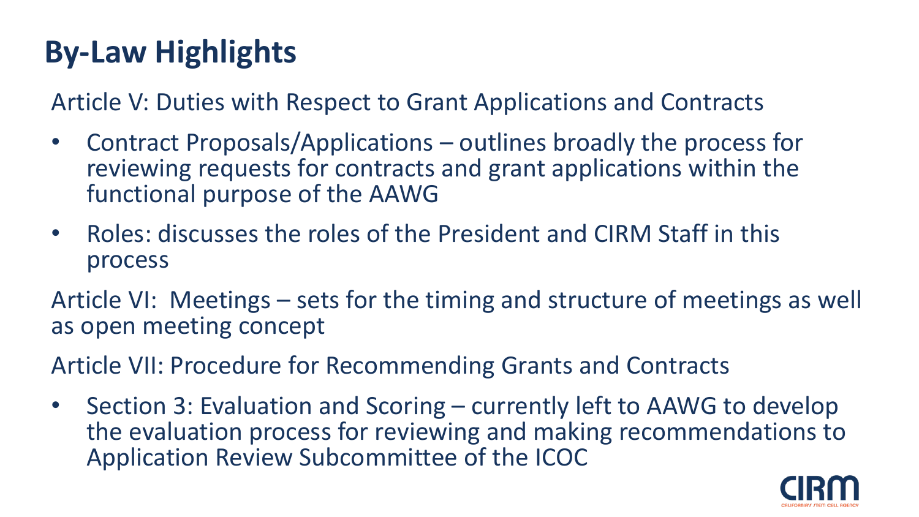# By-Law Highlights

Article V: Duties with Respect to Grant Applications and Contracts

- Contract Proposals/Applications – outlines broadly the process for reviewing requests for contracts and grant applications within the functional purpose of the AAWG
- Roles: discusses the roles of the President and CIRM Staff in this process

Article VI: Meetings – sets for the timing and structure of meetings as well as open meeting concept

Article VII: Procedure for Recommending Grants and Contracts

- Section 3: Evaluation and Scoring – currently left to AAWG to develop the evaluation process for reviewing and making recommendations to Application Review Subcommittee of the ICOC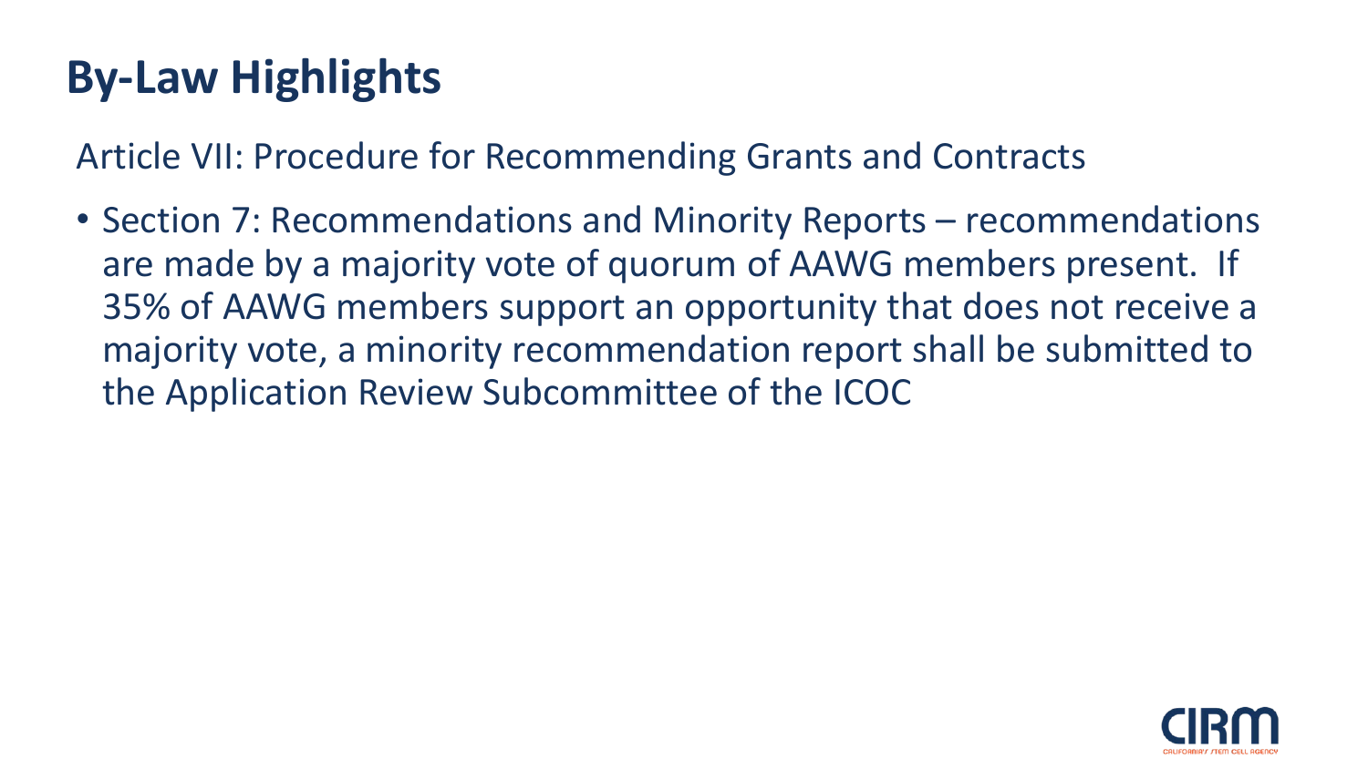# By-Law Highlights

Article VII: Procedure for Recommending Grants and Contracts

- Section 7: Recommendations and Minority Reports – recommendations are made by a majority vote of quorum of AAWG members present. If 35% of AAWG members support an opportunity that does not receive a majority vote, a minority recommendation report shall be submitted to the Application Review Subcommittee of the ICOC